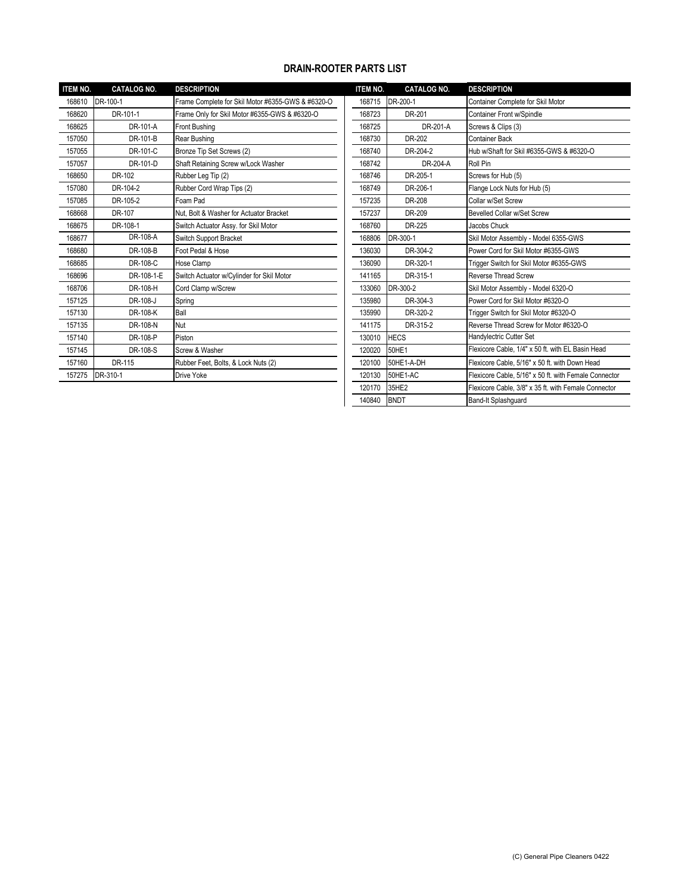## DRAIN-ROOTER PARTS LIST

| ITEM NO. | CATALOG NO. | DESCRIPTION |
|---|---|---|
| 168610 | DR-100-1 | Frame Complete for Skil Motor #6355-GWS & #6320-O |
| 168620 | DR-101-1 | Frame Only for Skil Motor #6355-GWS & #6320-O |
| 168625 | DR-101-A | Front Bushing |
| 157050 | DR-101-B | Rear Bushing |
| 157055 | DR-101-C | Bronze Tip Set Screws (2) |
| 157057 | DR-101-D | Shaft Retaining Screw w/Lock Washer |
| 168650 | DR-102 | Rubber Leg Tip (2) |
| 157080 | DR-104-2 | Rubber Cord Wrap Tips (2) |
| 157085 | DR-105-2 | Foam Pad |
| 168668 | DR-107 | Nut, Bolt & Washer for Actuator Bracket |
| 168675 | DR-108-1 | Switch Actuator Assy. for Skil Motor |
| 168677 | DR-108-A | Switch Support Bracket |
| 168680 | DR-108-B | Foot Pedal & Hose |
| 168685 | DR-108-C | Hose Clamp |
| 168696 | DR-108-1-E | Switch Actuator w/Cylinder for Skil Motor |
| 168706 | DR-108-H | Cord Clamp w/Screw |
| 157125 | DR-108-J | Spring |
| 157130 | DR-108-K | Ball |
| 157135 | DR-108-N | Nut |
| 157140 | DR-108-P | Piston |
| 157145 | DR-108-S | Screw & Washer |
| 157160 | DR-115 | Rubber Feet, Bolts, & Lock Nuts (2) |
| 157275 | DR-310-1 | Drive Yoke |
| 168715 | DR-200-1 | Container Complete for Skil Motor |
| 168723 | DR-201 | Container Front w/Spindle |
| 168725 | DR-201-A | Screws & Clips (3) |
| 168730 | DR-202 | Container Back |
| 168740 | DR-204-2 | Hub w/Shaft for Skil #6355-GWS & #6320-O |
| 168742 | DR-204-A | Roll Pin |
| 168746 | DR-205-1 | Screws for Hub (5) |
| 168749 | DR-206-1 | Flange Lock Nuts for Hub (5) |
| 157235 | DR-208 | Collar w/Set Screw |
| 157237 | DR-209 | Bevelled Collar w/Set Screw |
| 168760 | DR-225 | Jacobs Chuck |
| 168806 | DR-300-1 | Skil Motor Assembly - Model 6355-GWS |
| 136030 | DR-304-2 | Power Cord for Skil Motor #6355-GWS |
| 136090 | DR-320-1 | Trigger Switch for Skil Motor #6355-GWS |
| 141165 | DR-315-1 | Reverse Thread Screw |
| 133060 | DR-300-2 | Skil Motor Assembly - Model 6320-O |
| 135980 | DR-304-3 | Power Cord for Skil Motor #6320-O |
| 135990 | DR-320-2 | Trigger Switch for Skil Motor #6320-O |
| 141175 | DR-315-2 | Reverse Thread Screw for Motor #6320-O |
| 130010 | HECS | Handylectric Cutter Set |
| 120020 | 50HE1 | Flexicore Cable, 1/4" x 50 ft. with EL Basin Head |
| 120100 | 50HE1-A-DH | Flexicore Cable, 5/16" x 50 ft. with Down Head |
| 120130 | 50HE1-AC | Flexicore Cable, 5/16" x 50 ft. with Female Connector |
| 120170 | 35HE2 | Flexicore Cable, 3/8" x 35 ft. with Female Connector |
| 140840 | BNDT | Band-It Splashguard |

(C) General Pipe Cleaners 0422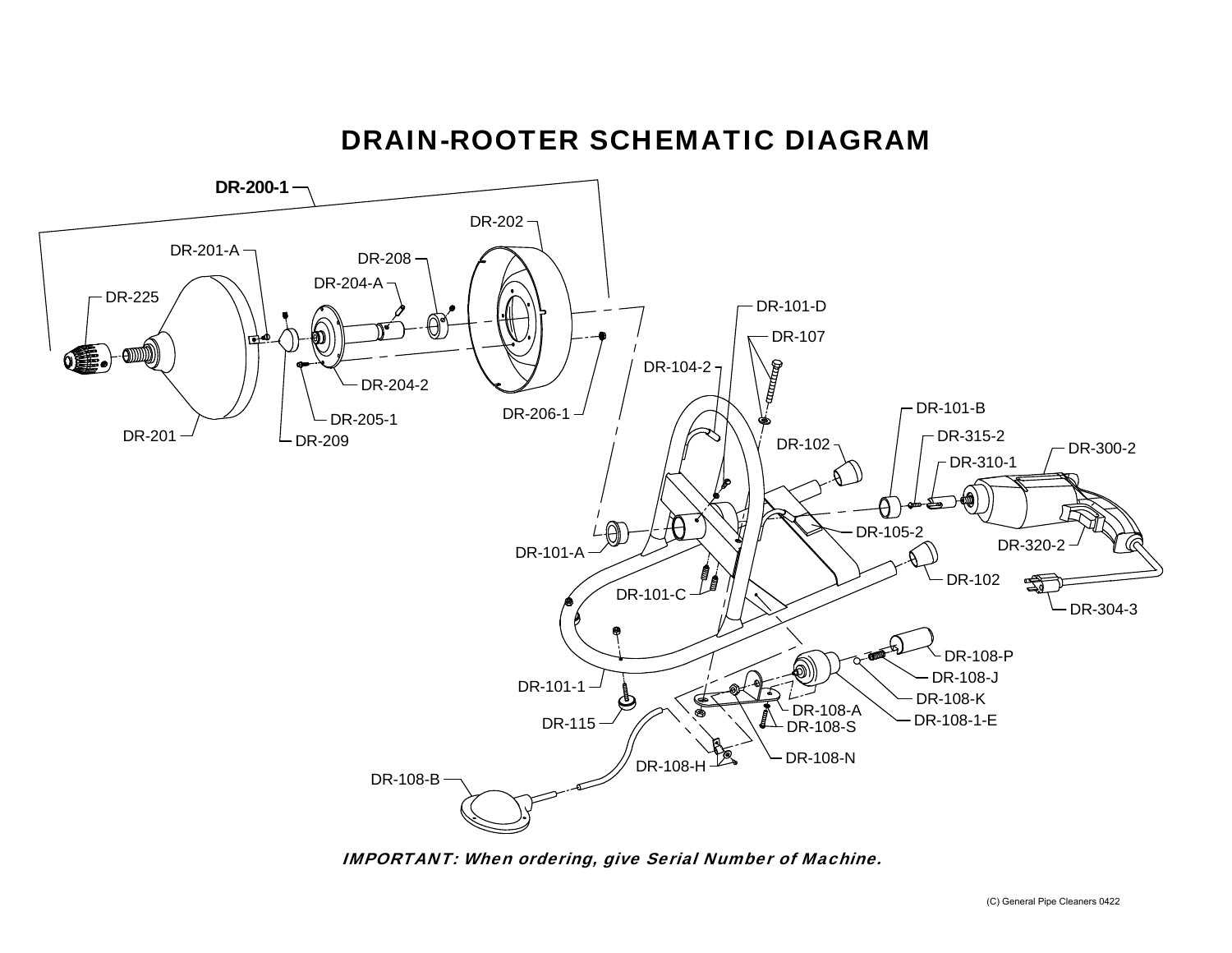# DRAIN-ROOTER SCHEMATIC DIAGRAM

DR-200-1
DR-202
DR-201-A
DR-208
DR-204-A
DR-225
DR-204-2
DR-205-1
DR-206-1
DR-201
DR-209
DR-101-D
DR-107
DR-104-2
DR-101-B
DR-315-2
DR-102
DR-310-1
DR-300-2
DR-105-2
DR-320-2
DR-101-A
DR-102
DR-101-C
DR-304-3
DR-108-P
DR-108-J
DR-101-1
DR-108-K
DR-108-A
DR-108-1-E
DR-115
DR-108-S
DR-108-N
DR-108-H
DR-108-B

***IMPORTANT: When ordering, give Serial Number of Machine.***

(C) General Pipe Cleaners 0422